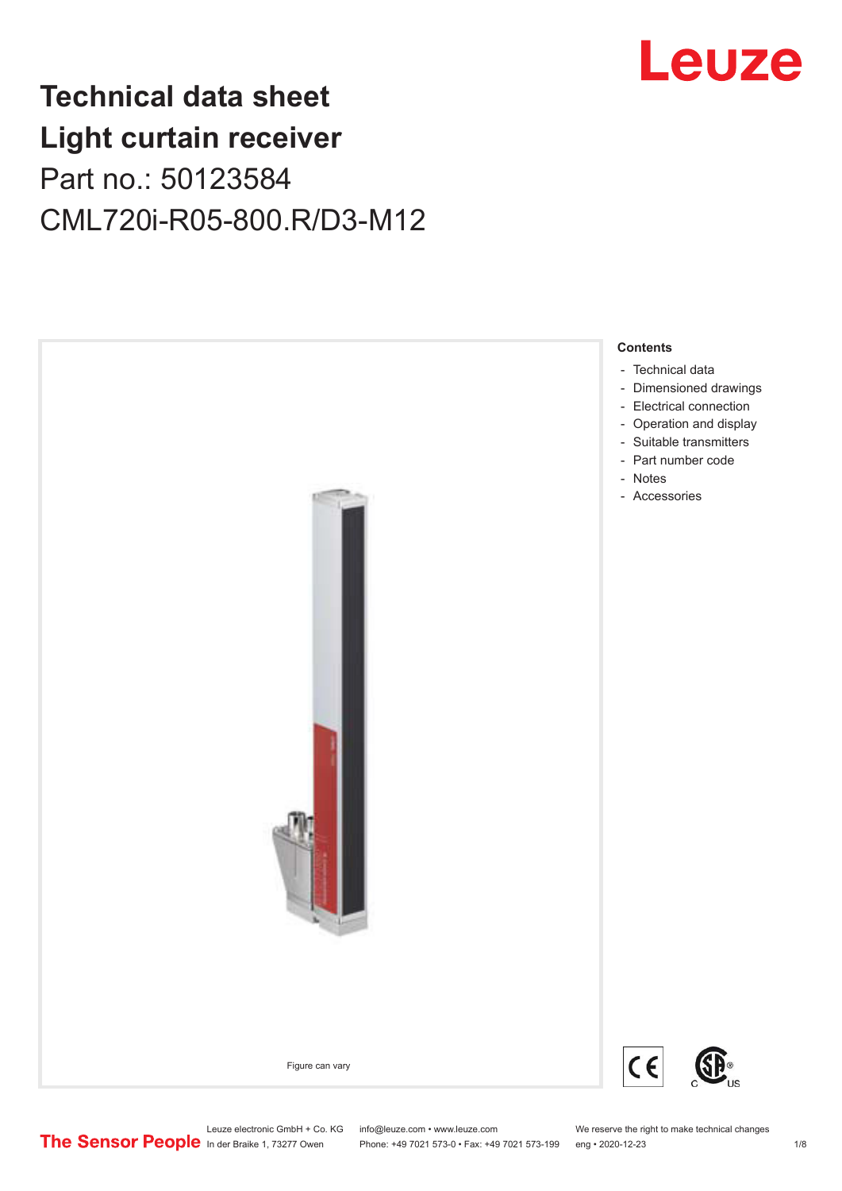# Technical data sheet
# Light curtain receiver

## Part no.: 50123584

## CML720i-R05-800.R/D3-M12

Leuze

Figure can vary

**Contents**

- Technical data
- Dimensioned drawings
- Electrical connection
- Operation and display
- Suitable transmitters
- Part number code
- Notes
- Accessories

The Sensor People

Leuze electronic GmbH + Co. KG
In der Braike 1, 73277 Owen

info@leuze.com • www.leuze.com
Phone: +49 7021 573-0 • Fax: +49 7021 573-199

We reserve the right to make technical changes
eng • 2020-12-23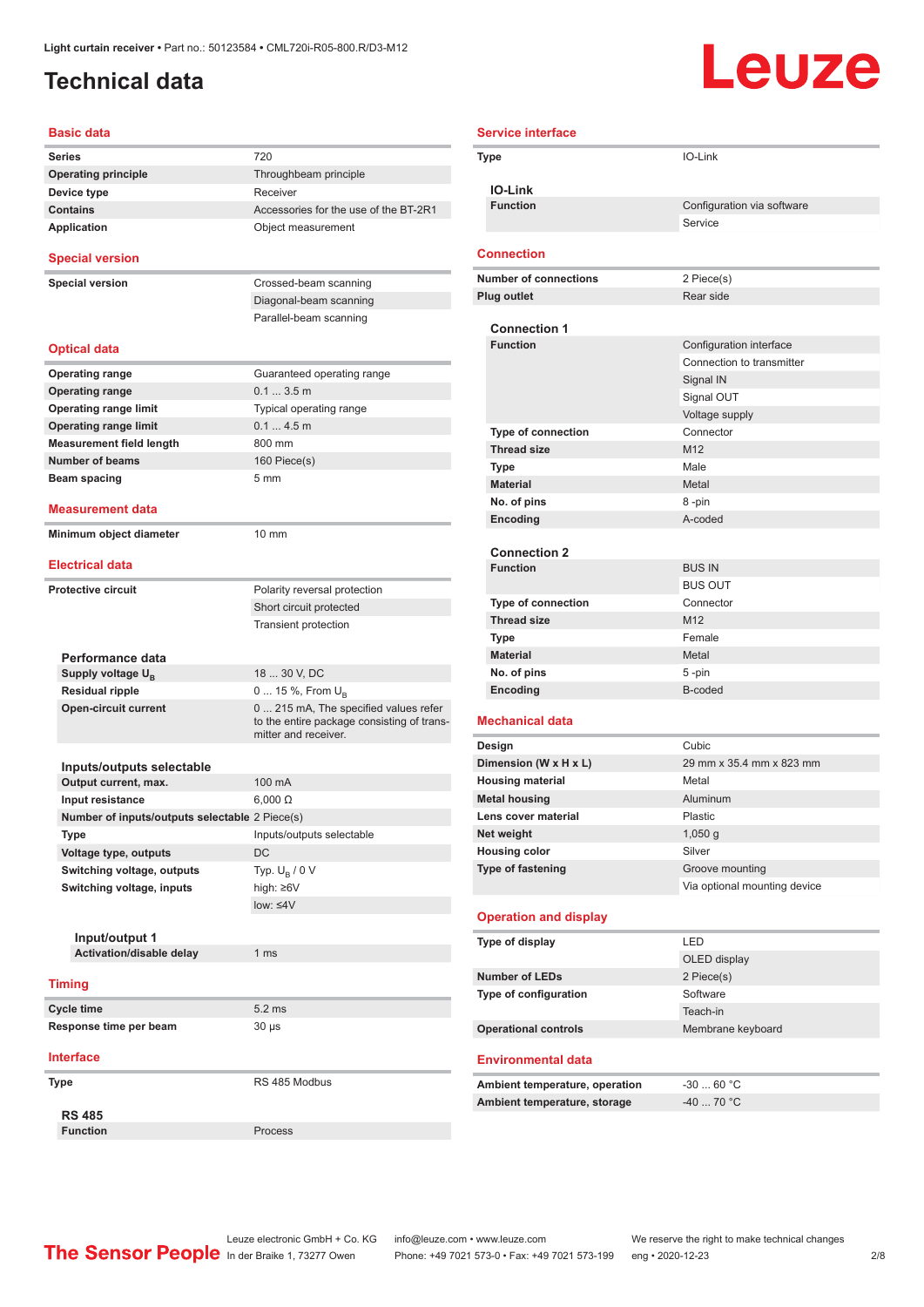Light curtain receiver • Part no.: 50123584 • CML720i-R05-800.R/D3-M12

# Technical data

## Basic data

| | |
|---|---|
| Series | 720 |
| Operating principle | Throughbeam principle |
| Device type | Receiver |
| Contains | Accessories for the use of the BT-2R1 |
| Application | Object measurement |

## Special version

| | |
|---|---|
| Special version | Crossed-beam scanning |
| | Diagonal-beam scanning |
| | Parallel-beam scanning |

## Optical data

| | |
|---|---|
| Operating range | Guaranteed operating range |
| Operating range | 0.1 ... 3.5 m |
| Operating range limit | Typical operating range |
| Operating range limit | 0.1 ... 4.5 m |
| Measurement field length | 800 mm |
| Number of beams | 160 Piece(s) |
| Beam spacing | 5 mm |

## Measurement data

| | |
|---|---|
| Minimum object diameter | 10 mm |

## Electrical data

| | |
|---|---|
| Protective circuit | Polarity reversal protection |
| | Short circuit protected |
| | Transient protection |

### Performance data

| | |
|---|---|
| Supply voltage $U_B$ | 18 ... 30 V, DC |
| Residual ripple | 0 ... 15 %, From $U_B$ |
| Open-circuit current | 0 ... 215 mA, The specified values refer to the entire package consisting of transmitter and receiver. |

### Inputs/outputs selectable

| | |
|---|---|
| Output current, max. | 100 mA |
| Input resistance | 6,000 Ω |
| Number of inputs/outputs selectable | 2 Piece(s) |
| Type | Inputs/outputs selectable |
| Voltage type, outputs | DC |
| Switching voltage, outputs | Typ. $U_B$ / 0 V |
| Switching voltage, inputs | high: ≥6V |
| | low: ≤4V |

#### Input/output 1

| | |
|---|---|
| Activation/disable delay | 1 ms |

## Timing

| | |
|---|---|
| Cycle time | 5.2 ms |
| Response time per beam | 30 µs |

## Interface

| | |
|---|---|
| Type | RS 485 Modbus |

### RS 485

| | |
|---|---|
| Function | Process |

## Service interface

| | |
|---|---|
| Type | IO-Link |

### IO-Link

| | |
|---|---|
| Function | Configuration via software |
| | Service |

## Connection

| | |
|---|---|
| Number of connections | 2 Piece(s) |
| Plug outlet | Rear side |

### Connection 1

| | |
|---|---|
| Function | Configuration interface |
| | Connection to transmitter |
| | Signal IN |
| | Signal OUT |
| | Voltage supply |
| Type of connection | Connector |
| Thread size | M12 |
| Type | Male |
| Material | Metal |
| No. of pins | 8 -pin |
| Encoding | A-coded |

### Connection 2

| | |
|---|---|
| Function | BUS IN |
| | BUS OUT |
| Type of connection | Connector |
| Thread size | M12 |
| Type | Female |
| Material | Metal |
| No. of pins | 5 -pin |
| Encoding | B-coded |

## Mechanical data

| | |
|---|---|
| Design | Cubic |
| Dimension (W x H x L) | 29 mm x 35.4 mm x 823 mm |
| Housing material | Metal |
| Metal housing | Aluminum |
| Lens cover material | Plastic |
| Net weight | 1,050 g |
| Housing color | Silver |
| Type of fastening | Groove mounting |
| | Via optional mounting device |

## Operation and display

| | |
|---|---|
| Type of display | LED |
| | OLED display |
| Number of LEDs | 2 Piece(s) |
| Type of configuration | Software |
| | Teach-in |
| Operational controls | Membrane keyboard |

## Environmental data

| | |
|---|---|
| Ambient temperature, operation | -30 ... 60 °C |
| Ambient temperature, storage | -40 ... 70 °C |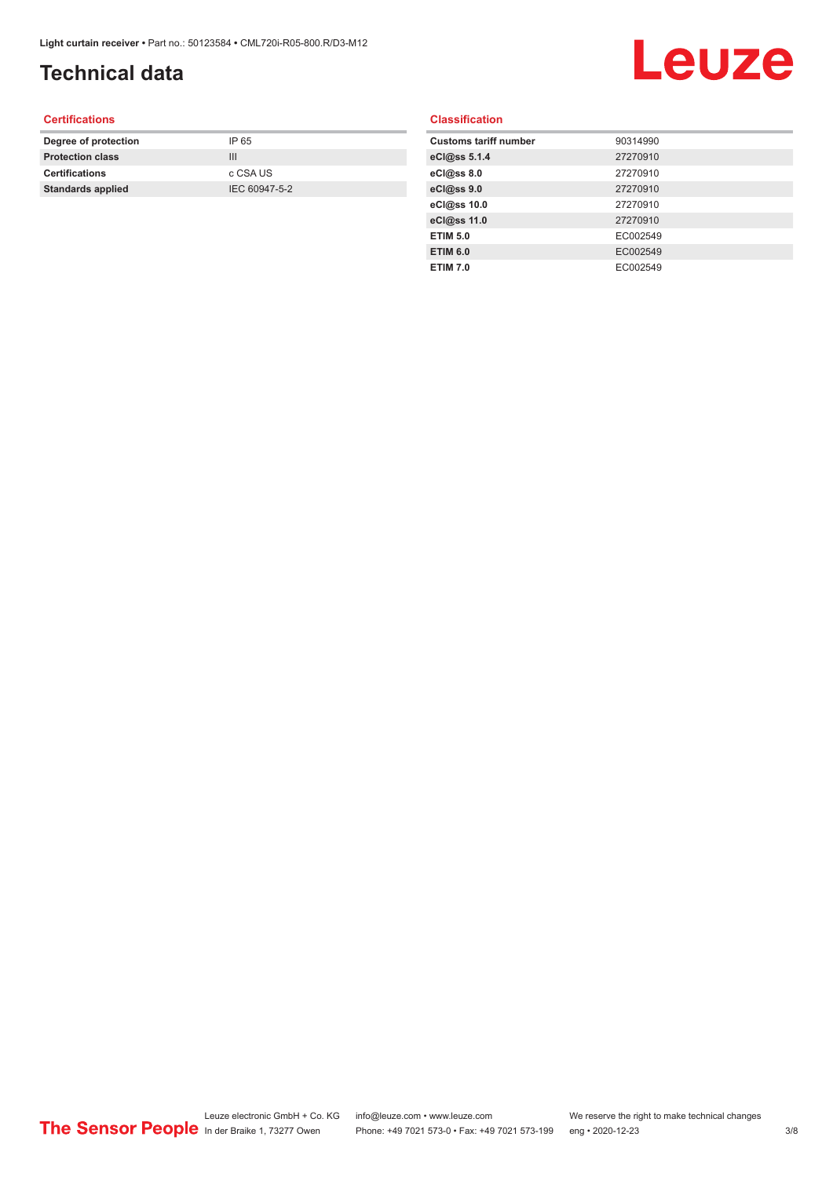# Technical data

## Certifications

| | |
|---|---|
| **Degree of protection** | IP 65 |
| **Protection class** | III |
| **Certifications** | c CSA US |
| **Standards applied** | IEC 60947-5-2 |

## Classification

| | |
|---|---|
| **Customs tariff number** | 90314990 |
| **eCl@ss 5.1.4** | 27270910 |
| **eCl@ss 8.0** | 27270910 |
| **eCl@ss 9.0** | 27270910 |
| **eCl@ss 10.0** | 27270910 |
| **eCl@ss 11.0** | 27270910 |
| **ETIM 5.0** | EC002549 |
| **ETIM 6.0** | EC002549 |
| **ETIM 7.0** | EC002549 |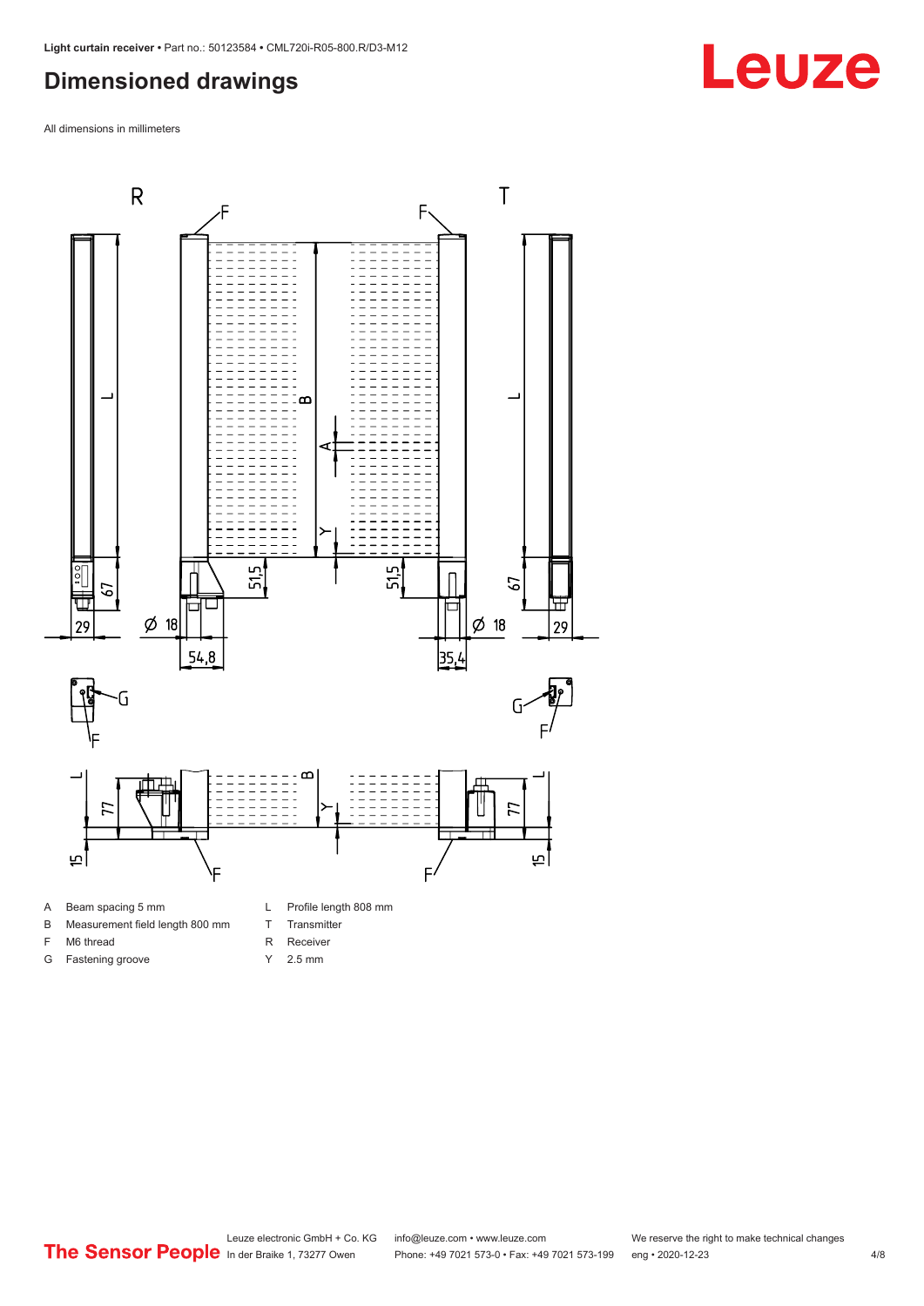## Dimensioned drawings

All dimensions in millimeters

| | | | |
|---|---|---|---|
| A | Beam spacing 5 mm | L | Profile length 808 mm |
| B | Measurement field length 800 mm | T | Transmitter |
| F | M6 thread | R | Receiver |
| G | Fastening groove | Y | 2.5 mm |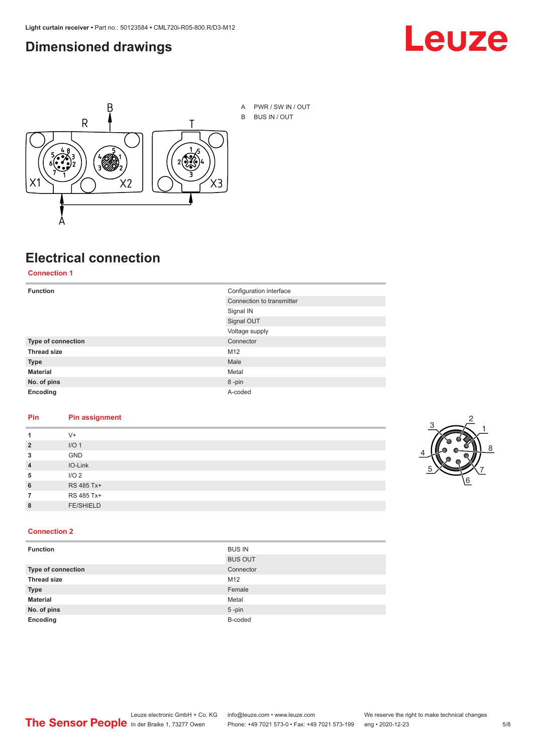## Dimensioned drawings

A PWR / SW IN / OUT

B BUS IN / OUT

## Electrical connection

### Connection 1

| Function | Configuration interface |
|---|---|
| | Connection to transmitter |
| | Signal IN |
| | Signal OUT |
| | Voltage supply |
| **Type of connection** | Connector |
| **Thread size** | M12 |
| **Type** | Male |
| **Material** | Metal |
| **No. of pins** | 8 -pin |
| **Encoding** | A-coded |

| Pin | Pin assignment |
|---|---|
| 1 | V+ |
| 2 | I/O 1 |
| 3 | GND |
| 4 | IO-Link |
| 5 | I/O 2 |
| 6 | RS 485 Tx+ |
| 7 | RS 485 Tx+ |
| 8 | FE/SHIELD |

### Connection 2

| Function | BUS IN |
|---|---|
| | BUS OUT |
| **Type of connection** | Connector |
| **Thread size** | M12 |
| **Type** | Female |
| **Material** | Metal |
| **No. of pins** | 5 -pin |
| **Encoding** | B-coded |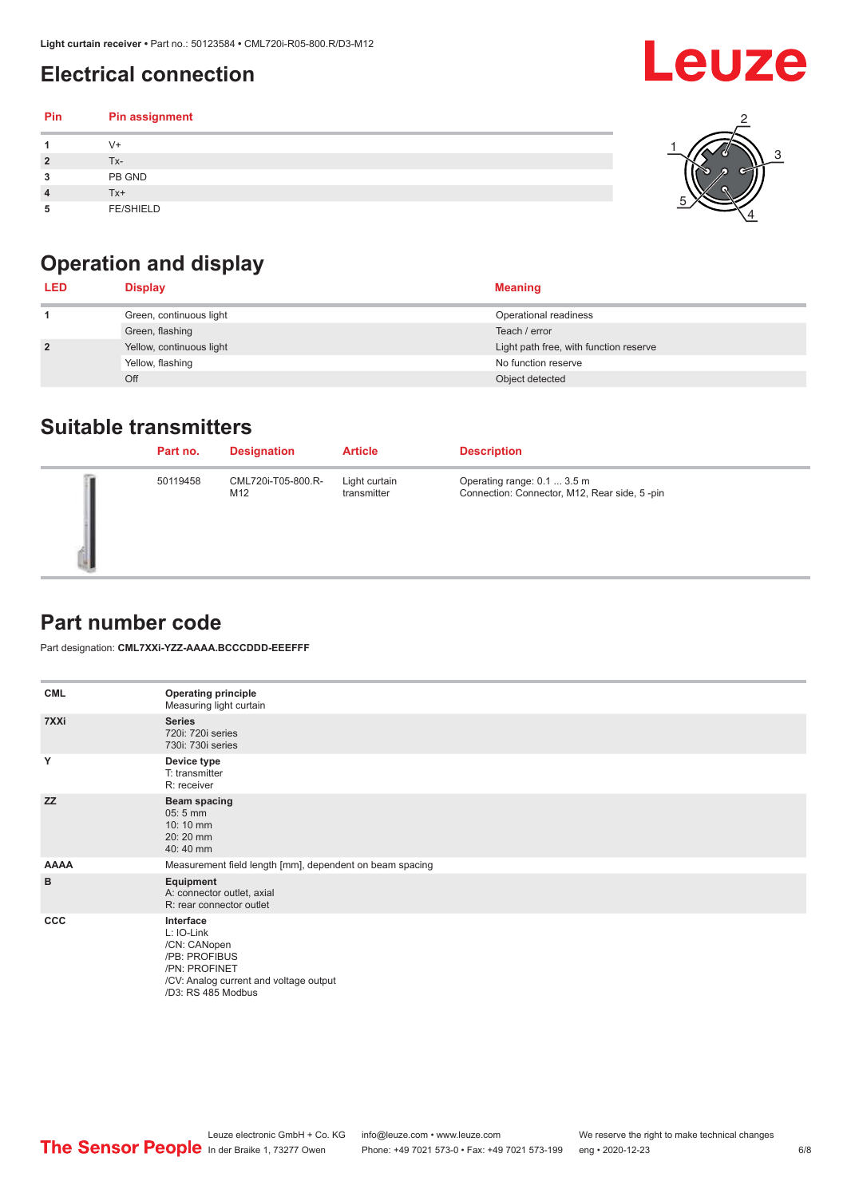## Electrical connection

| Pin | Pin assignment |
|---|---|
| 1 | V+ |
| 2 | Tx- |
| 3 | PB GND |
| 4 | Tx+ |
| 5 | FE/SHIELD |

## Operation and display

| LED | Display | Meaning |
|---|---|---|
| 1 | Green, continuous light | Operational readiness |
| | Green, flashing | Teach / error |
| 2 | Yellow, continuous light | Light path free, with function reserve |
| | Yellow, flashing | No function reserve |
| | Off | Object detected |

## Suitable transmitters

| | Part no. | Designation | Article | Description |
|---|---|---|---|---|
| | 50119458 | CML720i-T05-800.R-M12 | Light curtain transmitter | Operating range: 0.1 ... 3.5 m<br>Connection: Connector, M12, Rear side, 5 -pin |

## Part number code

Part designation: **CML7XXi-YZZ-AAAA.BCCCDDD-EEEFFF**

| | |
|---|---|
| **CML** | **Operating principle**<br>Measuring light curtain |
| **7XXi** | **Series**<br>720i: 720i series<br>730i: 730i series |
| **Y** | **Device type**<br>T: transmitter<br>R: receiver |
| **ZZ** | **Beam spacing**<br>05: 5 mm<br>10: 10 mm<br>20: 20 mm<br>40: 40 mm |
| **AAAA** | Measurement field length [mm], dependent on beam spacing |
| **B** | **Equipment**<br>A: connector outlet, axial<br>R: rear connector outlet |
| **CCC** | **Interface**<br>L: IO-Link<br>/CN: CANopen<br>/PB: PROFIBUS<br>/PN: PROFINET<br>/CV: Analog current and voltage output<br>/D3: RS 485 Modbus |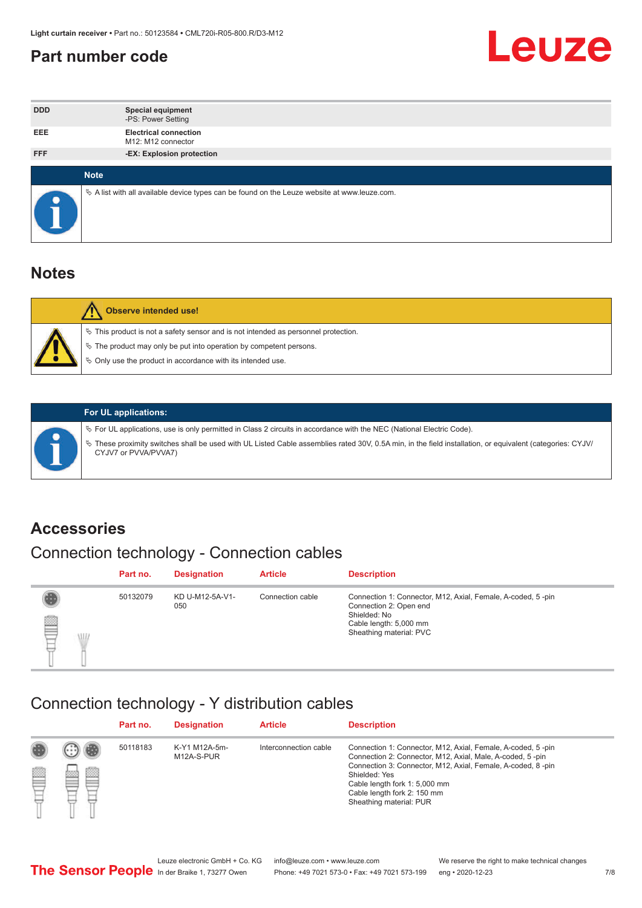# Part number code

| | |
|---|---|
| DDD | **Special equipment**<br>-PS: Power Setting |
| EEE | **Electrical connection**<br>M12: M12 connector |
| FFF | **-EX: Explosion protection** |

**Note**

- A list with all available device types can be found on the Leuze website at www.leuze.com.

## Notes

**Observe intended use!**

- This product is not a safety sensor and is not intended as personnel protection.
- The product may only be put into operation by competent persons.
- Only use the product in accordance with its intended use.

**For UL applications:**

- For UL applications, use is only permitted in Class 2 circuits in accordance with the NEC (National Electric Code).
- These proximity switches shall be used with UL Listed Cable assemblies rated 30V, 0.5A min, in the field installation, or equivalent (categories: CYJV/CYJV7 or PVVA/PVVA7)

## Accessories

### Connection technology - Connection cables

| Part no. | Designation | Article | Description |
|---|---|---|---|
| 50132079 | KD U-M12-5A-V1-050 | Connection cable | Connection 1: Connector, M12, Axial, Female, A-coded, 5 -pin<br>Connection 2: Open end<br>Shielded: No<br>Cable length: 5,000 mm<br>Sheathing material: PVC |

### Connection technology - Y distribution cables

| Part no. | Designation | Article | Description |
|---|---|---|---|
| 50118183 | K-Y1 M12A-5m-M12A-S-PUR | Interconnection cable | Connection 1: Connector, M12, Axial, Female, A-coded, 5 -pin<br>Connection 2: Connector, M12, Axial, Male, A-coded, 5 -pin<br>Connection 3: Connector, M12, Axial, Female, A-coded, 8 -pin<br>Shielded: Yes<br>Cable length fork 1: 5,000 mm<br>Cable length fork 2: 150 mm<br>Sheathing material: PUR |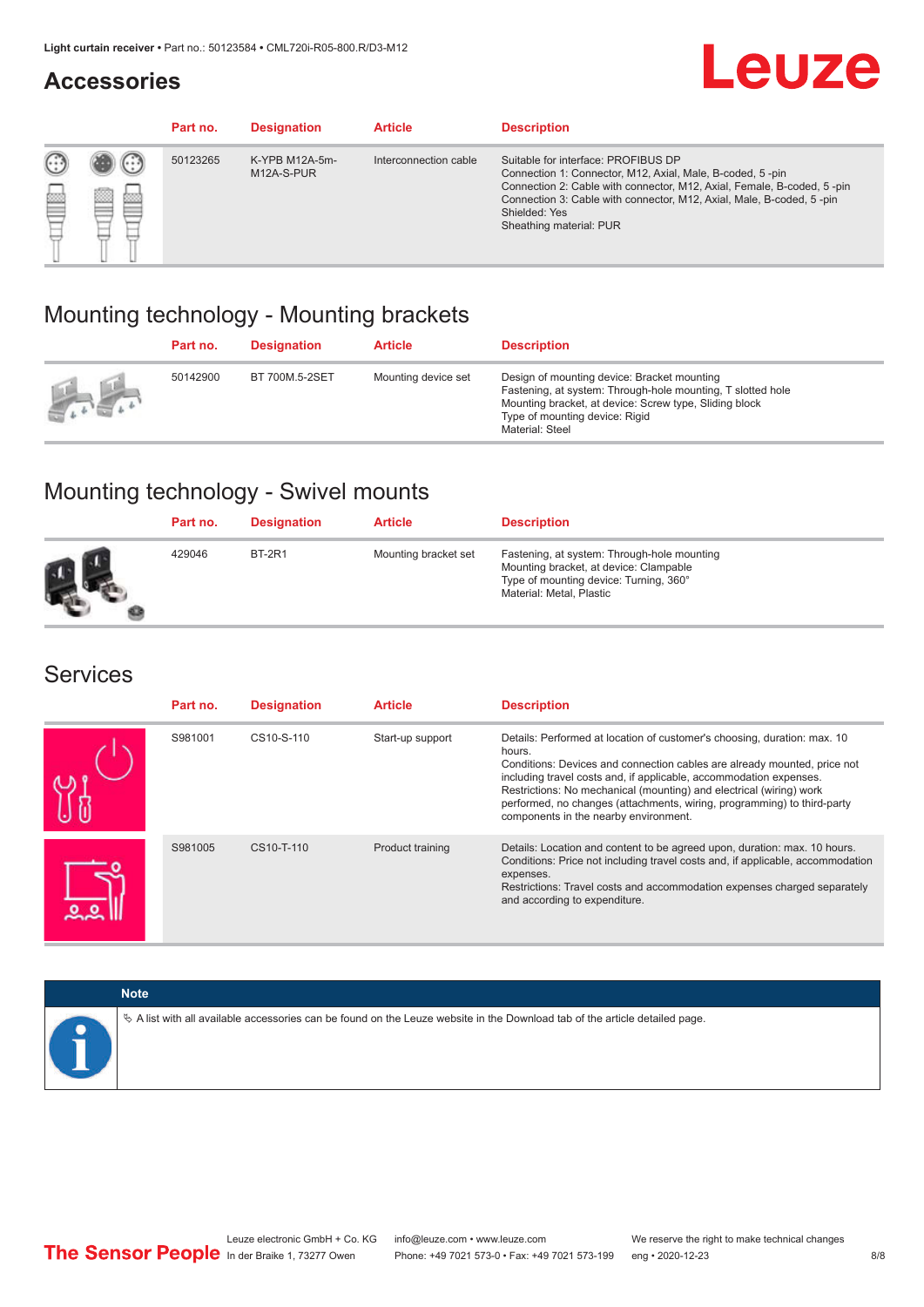## Accessories

| Part no. | Designation | Article | Description |
|---|---|---|---|
| 50123265 | K-YPB M12A-5m-M12A-S-PUR | Interconnection cable | Suitable for interface: PROFIBUS DP<br>Connection 1: Connector, M12, Axial, Male, B-coded, 5 -pin<br>Connection 2: Cable with connector, M12, Axial, Female, B-coded, 5 -pin<br>Connection 3: Cable with connector, M12, Axial, Male, B-coded, 5 -pin<br>Shielded: Yes<br>Sheathing material: PUR |

## Mounting technology - Mounting brackets

| Part no. | Designation | Article | Description |
|---|---|---|---|
| 50142900 | BT 700M.5-2SET | Mounting device set | Design of mounting device: Bracket mounting<br>Fastening, at system: Through-hole mounting, T slotted hole<br>Mounting bracket, at device: Screw type, Sliding block<br>Type of mounting device: Rigid<br>Material: Steel |

## Mounting technology - Swivel mounts

| Part no. | Designation | Article | Description |
|---|---|---|---|
| 429046 | BT-2R1 | Mounting bracket set | Fastening, at system: Through-hole mounting<br>Mounting bracket, at device: Clampable<br>Type of mounting device: Turning, 360°<br>Material: Metal, Plastic |

## Services

| Part no. | Designation | Article | Description |
|---|---|---|---|
| S981001 | CS10-S-110 | Start-up support | Details: Performed at location of customer's choosing, duration: max. 10 hours.<br>Conditions: Devices and connection cables are already mounted, price not including travel costs and, if applicable, accommodation expenses.<br>Restrictions: No mechanical (mounting) and electrical (wiring) work performed, no changes (attachments, wiring, programming) to third-party components in the nearby environment. |
| S981005 | CS10-T-110 | Product training | Details: Location and content to be agreed upon, duration: max. 10 hours.<br>Conditions: Price not including travel costs and, if applicable, accommodation expenses.<br>Restrictions: Travel costs and accommodation expenses charged separately and according to expenditure. |

**Note**

A list with all available accessories can be found on the Leuze website in the Download tab of the article detailed page.